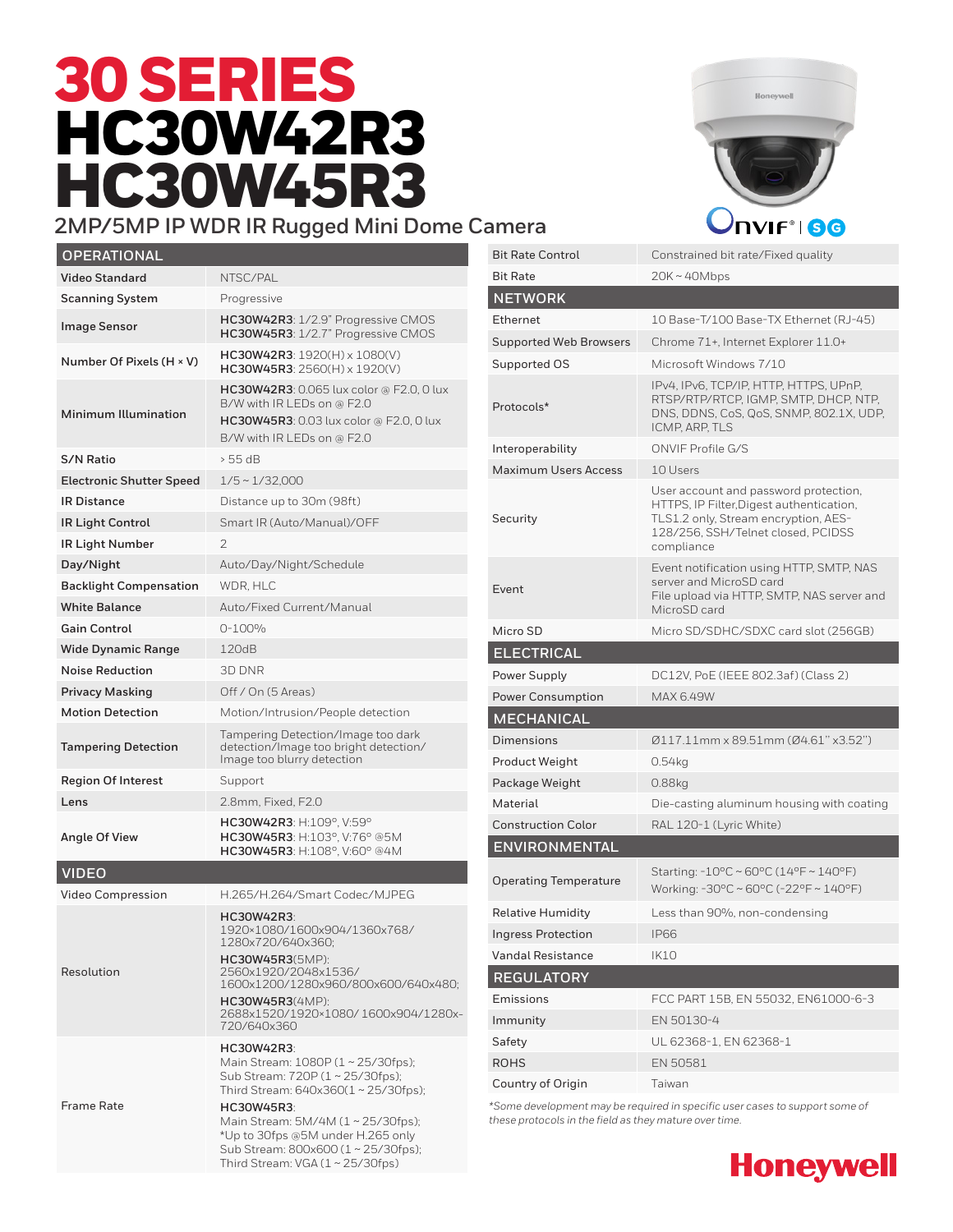# 30 SERIES
# HC30W42R3
# HC30W45R3

## 2MP/5MP IP WDR IR Rugged Mini Dome Camera

| OPERATIONAL | |
|---|---|
| Video Standard | NTSC/PAL |
| Scanning System | Progressive |
| Image Sensor | **HC30W42R3**: 1/2.9" Progressive CMOS<br>**HC30W45R3**: 1/2.7" Progressive CMOS |
| Number Of Pixels (H × V) | **HC30W42R3**: 1920(H) x 1080(V)<br>**HC30W45R3**: 2560(H) x 1920(V) |
| Minimum Illumination | **HC30W42R3**: 0.065 lux color @ F2.0, 0 lux B/W with IR LEDs on @ F2.0<br>**HC30W45R3**: 0.03 lux color @ F2.0, 0 lux B/W with IR LEDs on @ F2.0 |
| S/N Ratio | > 55 dB |
| Electronic Shutter Speed | 1/5 ~ 1/32,000 |
| IR Distance | Distance up to 30m (98ft) |
| IR Light Control | Smart IR (Auto/Manual)/OFF |
| IR Light Number | 2 |
| Day/Night | Auto/Day/Night/Schedule |
| Backlight Compensation | WDR, HLC |
| White Balance | Auto/Fixed Current/Manual |
| Gain Control | 0-100% |
| Wide Dynamic Range | 120dB |
| Noise Reduction | 3D DNR |
| Privacy Masking | Off / On (5 Areas) |
| Motion Detection | Motion/Intrusion/People detection |
| Tampering Detection | Tampering Detection/Image too dark detection/Image too bright detection/ Image too blurry detection |
| Region Of Interest | Support |
| Lens | 2.8mm, Fixed, F2.0 |
| Angle Of View | **HC30W42R3**: H:109°, V:59°<br>**HC30W45R3**: H:103°, V:76° @5M<br>**HC30W45R3**: H:108°, V:60° @4M |

| VIDEO | |
|---|---|
| Video Compression | H.265/H.264/Smart Codec/MJPEG |
| Resolution | **HC30W42R3**:<br>1920×1080/1600x904/1360x768/ 1280x720/640x360;<br>**HC30W45R3**(5MP):<br>2560x1920/2048x1536/ 1600x1200/1280x960/800x600/640x480;<br>**HC30W45R3**(4MP):<br>2688x1520/1920×1080/ 1600x904/1280x-720/640x360 |
| Frame Rate | **HC30W42R3**:<br>Main Stream: 1080P (1 ~ 25/30fps);<br>Sub Stream: 720P (1 ~ 25/30fps);<br>Third Stream: 640x360(1 ~ 25/30fps);<br>**HC30W45R3**:<br>Main Stream: 5M/4M (1 ~ 25/30fps);<br>*Up to 30fps @5M under H.265 only<br>Sub Stream: 800x600 (1 ~ 25/30fps);<br>Third Stream: VGA (1 ~ 25/30fps) |
| Bit Rate Control | Constrained bit rate/Fixed quality |
| Bit Rate | 20K ~ 40Mbps |

| NETWORK | |
|---|---|
| Ethernet | 10 Base-T/100 Base-TX Ethernet (RJ-45) |
| Supported Web Browsers | Chrome 71+, Internet Explorer 11.0+ |
| Supported OS | Microsoft Windows 7/10 |
| Protocols* | IPv4, IPv6, TCP/IP, HTTP, HTTPS, UPnP, RTSP/RTP/RTCP, IGMP, SMTP, DHCP, NTP, DNS, DDNS, CoS, QoS, SNMP, 802.1X, UDP, ICMP, ARP, TLS |
| Interoperability | ONVIF Profile G/S |
| Maximum Users Access | 10 Users |
| Security | User account and password protection, HTTPS, IP Filter,Digest authentication, TLS1.2 only, Stream encryption, AES-128/256, SSH/Telnet closed, PCIDSS compliance |
| Event | Event notification using HTTP, SMTP, NAS server and MicroSD card<br>File upload via HTTP, SMTP, NAS server and MicroSD card |
| Micro SD | Micro SD/SDHC/SDXC card slot (256GB) |

| ELECTRICAL | |
|---|---|
| Power Supply | DC12V, PoE (IEEE 802.3af) (Class 2) |
| Power Consumption | MAX 6.49W |

| MECHANICAL | |
|---|---|
| Dimensions | Ø117.11mm x 89.51mm (Ø4.61" x3.52") |
| Product Weight | 0.54kg |
| Package Weight | 0.88kg |
| Material | Die-casting aluminum housing with coating |
| Construction Color | RAL 120-1 (Lyric White) |

| ENVIRONMENTAL | |
|---|---|
| Operating Temperature | Starting: -10°C ~ 60°C (14°F ~ 140°F)<br>Working: -30°C ~ 60°C (-22°F ~ 140°F) |
| Relative Humidity | Less than 90%, non-condensing |
| Ingress Protection | IP66 |
| Vandal Resistance | IK10 |

| REGULATORY | |
|---|---|
| Emissions | FCC PART 15B, EN 55032, EN61000-6-3 |
| Immunity | EN 50130-4 |
| Safety | UL 62368-1, EN 62368-1 |
| ROHS | EN 50581 |
| Country of Origin | Taiwan |

*\*Some development may be required in specific user cases to support some of these protocols in the field as they mature over time.*

Honeywell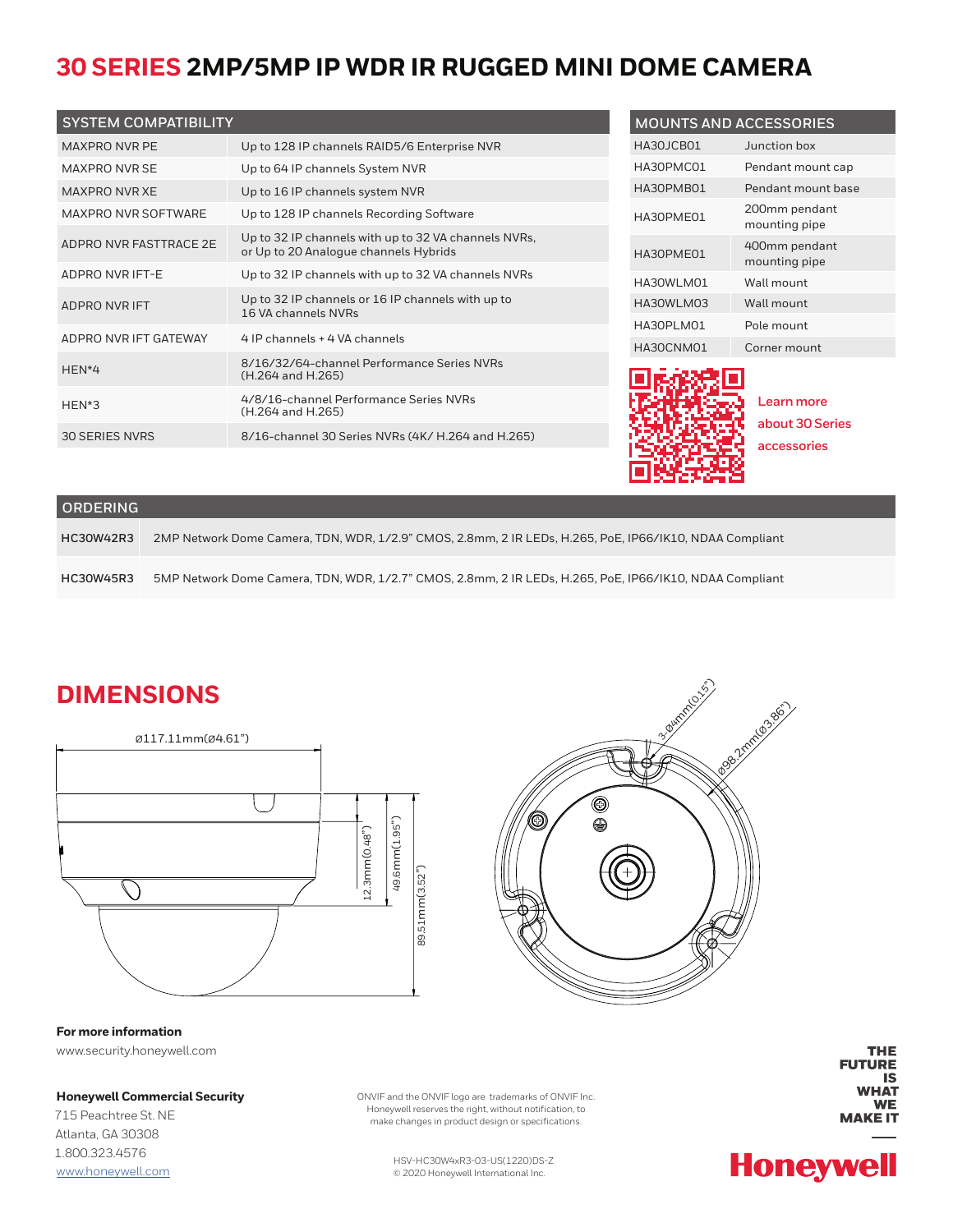# 30 SERIES 2MP/5MP IP WDR IR RUGGED MINI DOME CAMERA

| SYSTEM COMPATIBILITY | |
|---|---|
| MAXPRO NVR PE | Up to 128 IP channels RAID5/6 Enterprise NVR |
| MAXPRO NVR SE | Up to 64 IP channels System NVR |
| MAXPRO NVR XE | Up to 16 IP channels system NVR |
| MAXPRO NVR SOFTWARE | Up to 128 IP channels Recording Software |
| ADPRO NVR FASTTRACE 2E | Up to 32 IP channels with up to 32 VA channels NVRs, or Up to 20 Analogue channels Hybrids |
| ADPRO NVR IFT-E | Up to 32 IP channels with up to 32 VA channels NVRs |
| ADPRO NVR IFT | Up to 32 IP channels or 16 IP channels with up to 16 VA channels NVRs |
| ADPRO NVR IFT GATEWAY | 4 IP channels + 4 VA channels |
| HEN*4 | 8/16/32/64-channel Performance Series NVRs (H.264 and H.265) |
| HEN*3 | 4/8/16-channel Performance Series NVRs (H.264 and H.265) |
| 30 SERIES NVRS | 8/16-channel 30 Series NVRs (4K/ H.264 and H.265) |

| MOUNTS AND ACCESSORIES | |
|---|---|
| HA30JCB01 | Junction box |
| HA30PMC01 | Pendant mount cap |
| HA30PMB01 | Pendant mount base |
| HA30PME01 | 200mm pendant mounting pipe |
| HA30PME01 | 400mm pendant mounting pipe |
| HA30WLM01 | Wall mount |
| HA30WLM03 | Wall mount |
| HA30PLM01 | Pole mount |
| HA30CNM01 | Corner mount |

Learn more about 30 Series accessories

| ORDERING | |
|---|---|
| **HC30W42R3** | 2MP Network Dome Camera, TDN, WDR, 1/2.9" CMOS, 2.8mm, 2 IR LEDs, H.265, PoE, IP66/IK10, NDAA Compliant |
| **HC30W45R3** | 5MP Network Dome Camera, TDN, WDR, 1/2.7" CMOS, 2.8mm, 2 IR LEDs, H.265, PoE, IP66/IK10, NDAA Compliant |

## DIMENSIONS

Ø117.11mm(Ø4.61")

12.3mm(0.48")

49.6mm(1.95")

89.51mm(3.52")

3-Ø4mm(0.15")

Ø98.2mm(Ø3.86")

**For more information**

www.security.honeywell.com

**Honeywell Commercial Security**

715 Peachtree St. NE
Atlanta, GA 30308
1.800.323.4576
www.honeywell.com

ONVIF and the ONVIF logo are trademarks of ONVIF Inc. Honeywell reserves the right, without notification, to make changes in product design or specifications.

HSV-HC30W4xR3-03-US(1220)DS-Z
© 2020 Honeywell International Inc.

THE FUTURE IS WHAT WE MAKE IT

Honeywell